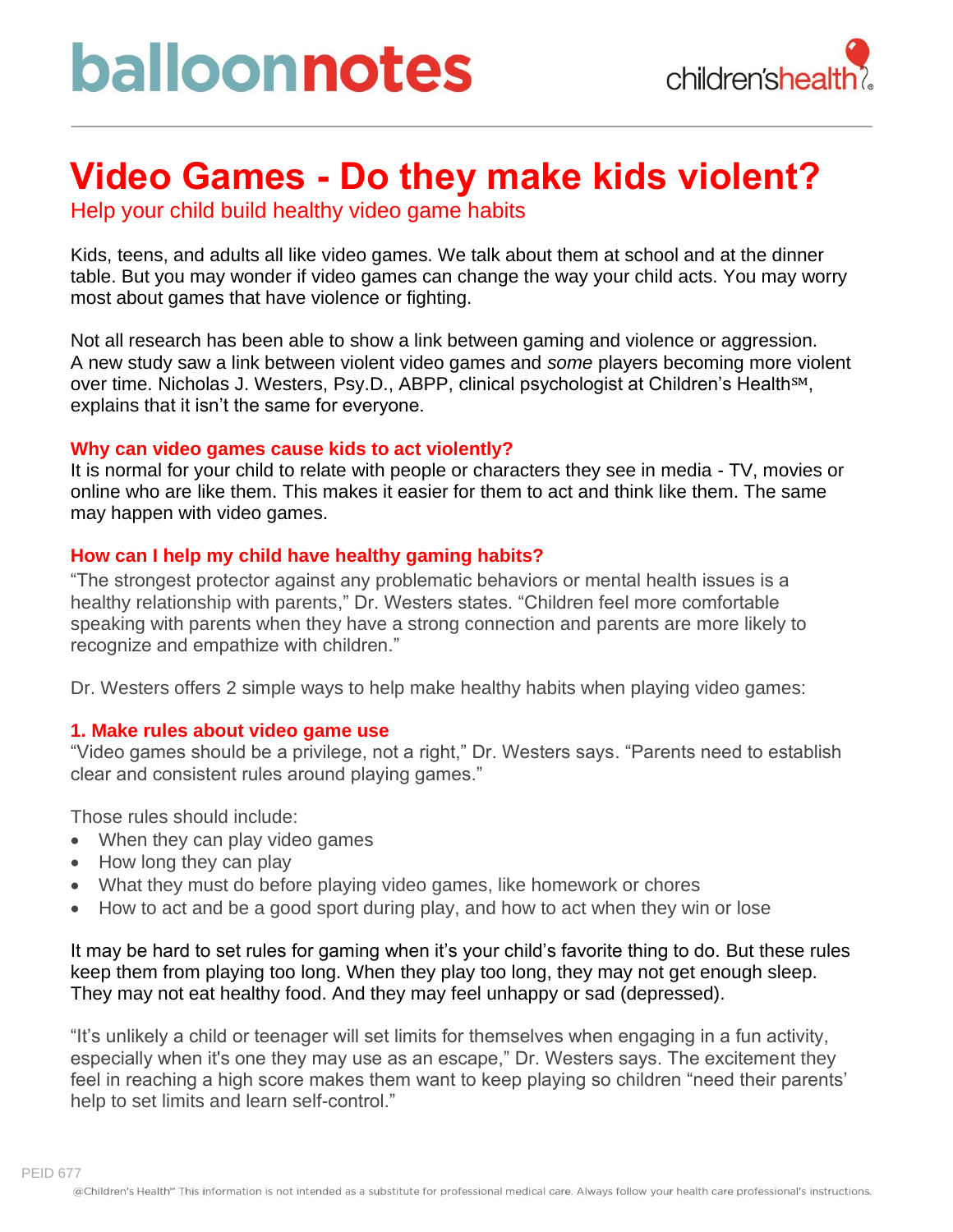# Video Games - Do they make kids violent?

## Help your child build healthy video game habits

Kids, teens, and adults all like video games. We talk about them at school and at the dinner table. But you may wonder if video games can change the way your child acts. You may worry most about games that have violence or fighting.

Not all research has been able to show a link between gaming and violence or aggression. A new study saw a link between violent video games and *some* players becoming more violent over time. Nicholas J. Westers, Psy.D., ABPP, clinical psychologist at Children's Health℠, explains that it isn't the same for everyone.

### Why can video games cause kids to act violently?

It is normal for your child to relate with people or characters they see in media - TV, movies or online who are like them. This makes it easier for them to act and think like them. The same may happen with video games.

### How can I help my child have healthy gaming habits?

"The strongest protector against any problematic behaviors or mental health issues is a healthy relationship with parents," Dr. Westers states. "Children feel more comfortable speaking with parents when they have a strong connection and parents are more likely to recognize and empathize with children."

Dr. Westers offers 2 simple ways to help make healthy habits when playing video games:

### 1. Make rules about video game use

"Video games should be a privilege, not a right," Dr. Westers says. "Parents need to establish clear and consistent rules around playing games."

Those rules should include:

- When they can play video games
- How long they can play
- What they must do before playing video games, like homework or chores
- How to act and be a good sport during play, and how to act when they win or lose

It may be hard to set rules for gaming when it's your child's favorite thing to do. But these rules keep them from playing too long. When they play too long, they may not get enough sleep. They may not eat healthy food. And they may feel unhappy or sad (depressed).

"It's unlikely a child or teenager will set limits for themselves when engaging in a fun activity, especially when it's one they may use as an escape," Dr. Westers says. The excitement they feel in reaching a high score makes them want to keep playing so children "need their parents' help to set limits and learn self-control."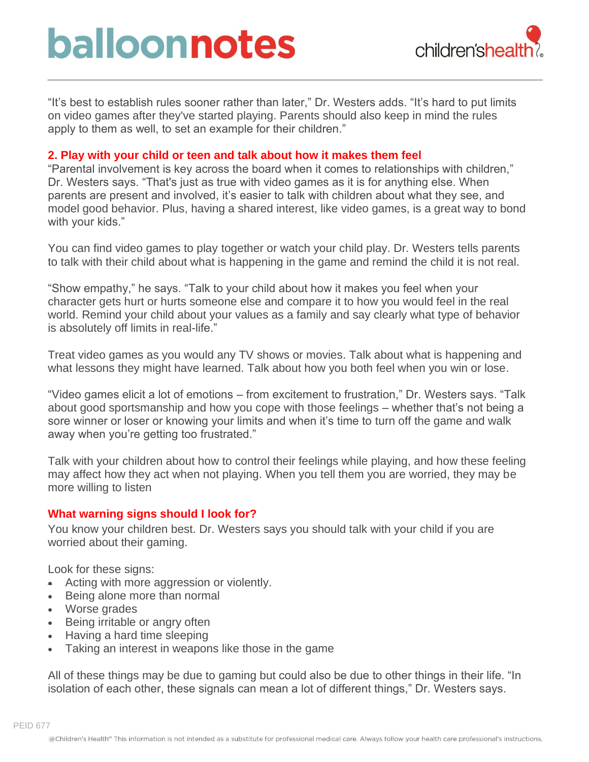"It's best to establish rules sooner rather than later," Dr. Westers adds. "It's hard to put limits on video games after they've started playing. Parents should also keep in mind the rules apply to them as well, to set an example for their children."

## 2. Play with your child or teen and talk about how it makes them feel

"Parental involvement is key across the board when it comes to relationships with children," Dr. Westers says. "That's just as true with video games as it is for anything else. When parents are present and involved, it's easier to talk with children about what they see, and model good behavior. Plus, having a shared interest, like video games, is a great way to bond with your kids."

You can find video games to play together or watch your child play. Dr. Westers tells parents to talk with their child about what is happening in the game and remind the child it is not real.

"Show empathy," he says. "Talk to your child about how it makes you feel when your character gets hurt or hurts someone else and compare it to how you would feel in the real world. Remind your child about your values as a family and say clearly what type of behavior is absolutely off limits in real-life."

Treat video games as you would any TV shows or movies. Talk about what is happening and what lessons they might have learned. Talk about how you both feel when you win or lose.

"Video games elicit a lot of emotions – from excitement to frustration," Dr. Westers says. "Talk about good sportsmanship and how you cope with those feelings – whether that's not being a sore winner or loser or knowing your limits and when it's time to turn off the game and walk away when you're getting too frustrated."

Talk with your children about how to control their feelings while playing, and how these feeling may affect how they act when not playing. When you tell them you are worried, they may be more willing to listen

## What warning signs should I look for?

You know your children best. Dr. Westers says you should talk with your child if you are worried about their gaming.

Look for these signs:

- Acting with more aggression or violently.
- Being alone more than normal
- Worse grades
- Being irritable or angry often
- Having a hard time sleeping
- Taking an interest in weapons like those in the game

All of these things may be due to gaming but could also be due to other things in their life. "In isolation of each other, these signals can mean a lot of different things," Dr. Westers says.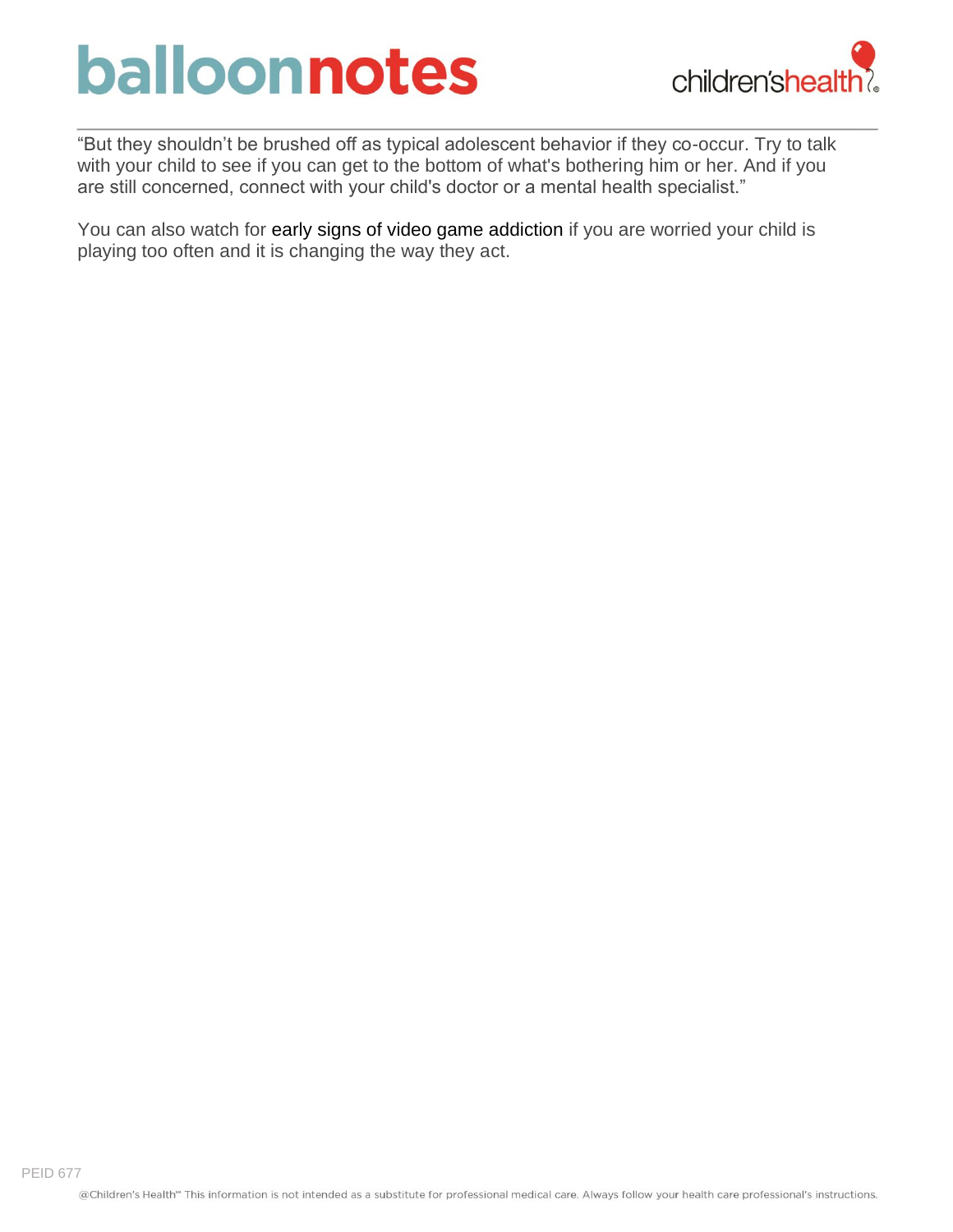"But they shouldn't be brushed off as typical adolescent behavior if they co-occur. Try to talk with your child to see if you can get to the bottom of what's bothering him or her. And if you are still concerned, connect with your child's doctor or a mental health specialist."

You can also watch for early signs of video game addiction if you are worried your child is playing too often and it is changing the way they act.

PEID 677